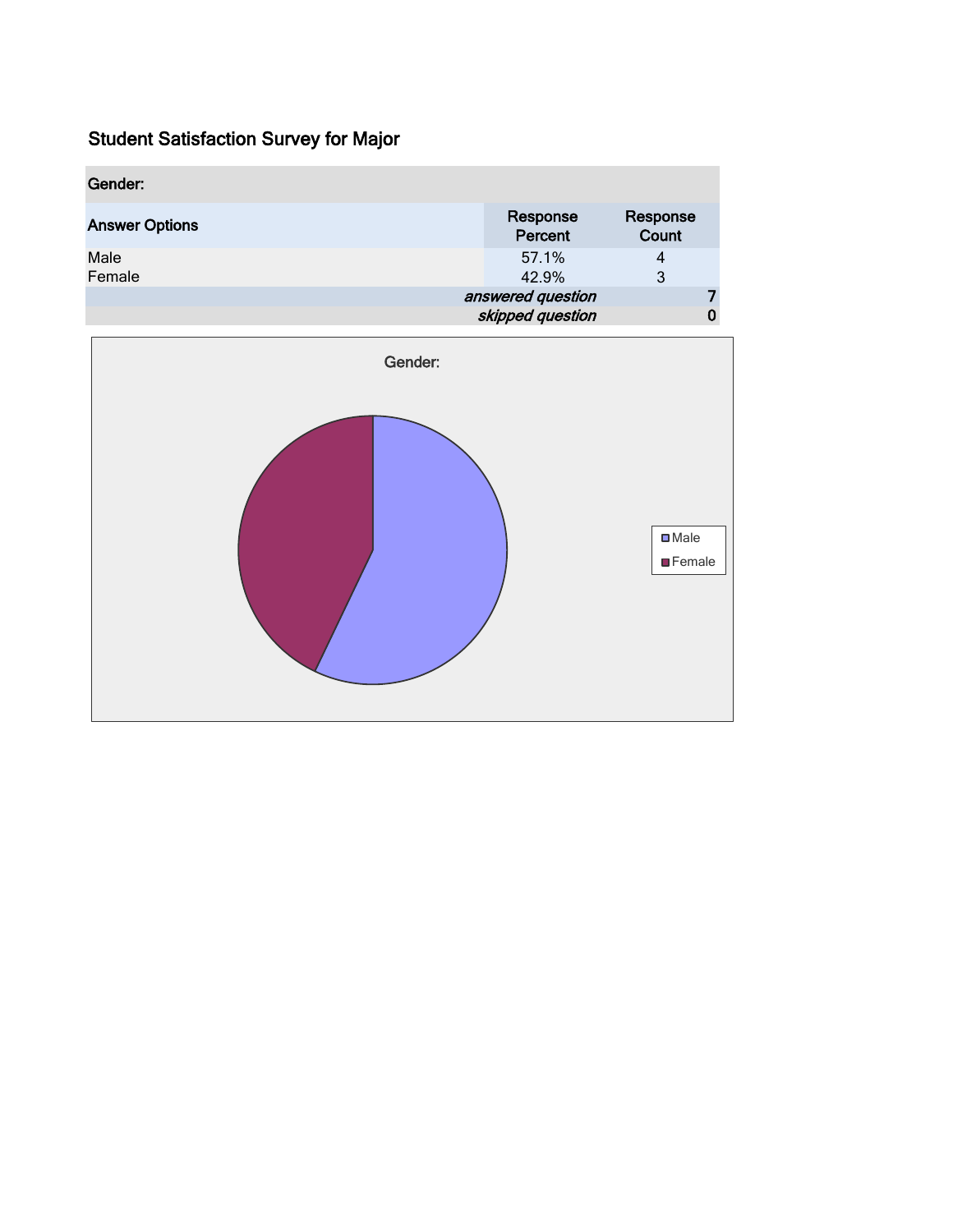# Student Satisfaction Survey for Major

| Gender: | | |
| --- | --- | --- |
| **Answer Options** | **Response Percent** | **Response Count** |
| Male | 57.1% | 4 |
| Female | 42.9% | 3 |
| | *answered question* | 7 |
| | *skipped question* | 0 |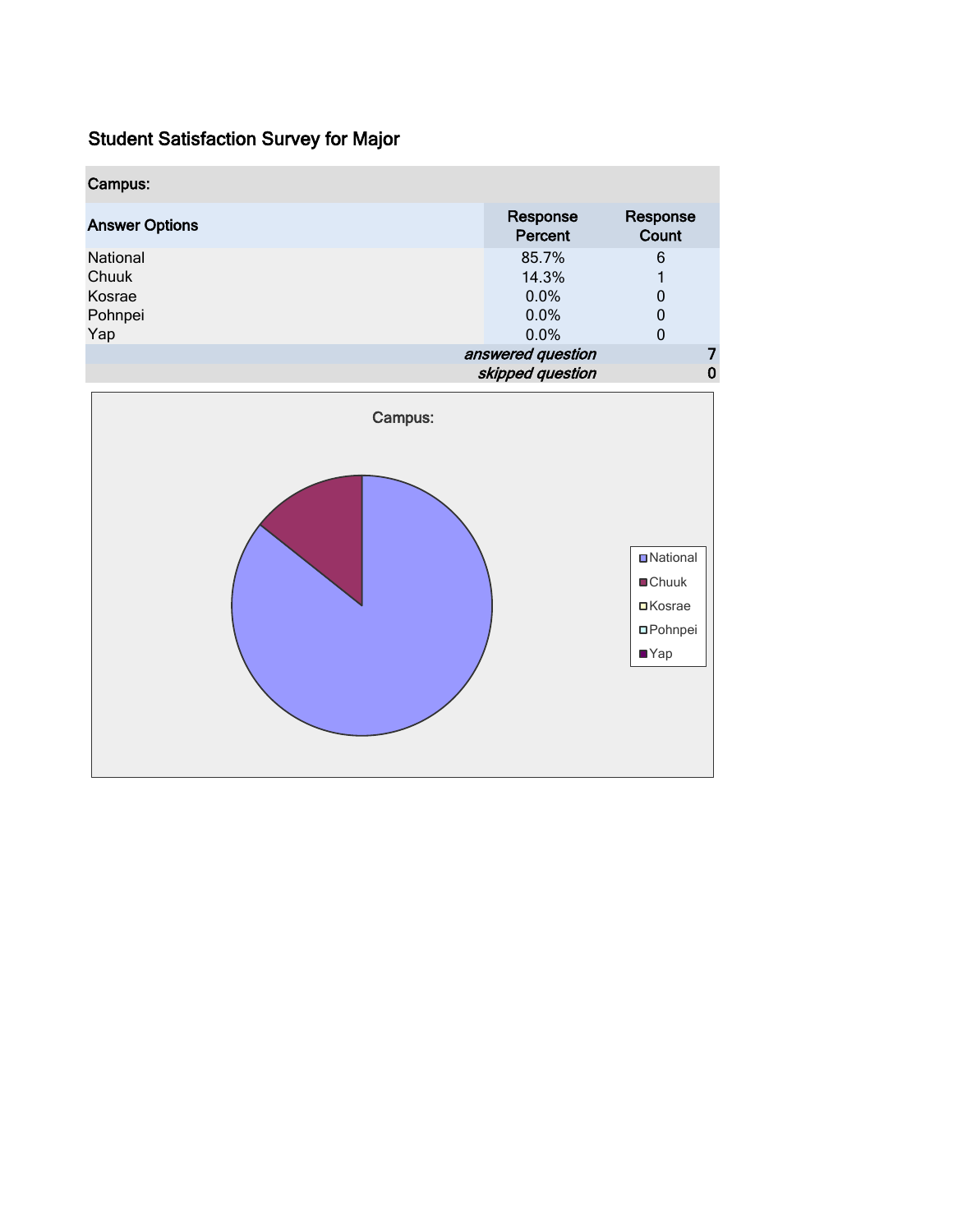## Student Satisfaction Survey for Major

| Campus: | | |
|---|---|---|
| **Answer Options** | **Response Percent** | **Response Count** |
| National | 85.7% | 6 |
| Chuuk | 14.3% | 1 |
| Kosrae | 0.0% | 0 |
| Pohnpei | 0.0% | 0 |
| Yap | 0.0% | 0 |
| | *answered question* | 7 |
| | *skipped question* | 0 |

Campus:

- National
- Chuuk
- Kosrae
- Pohnpei
- Yap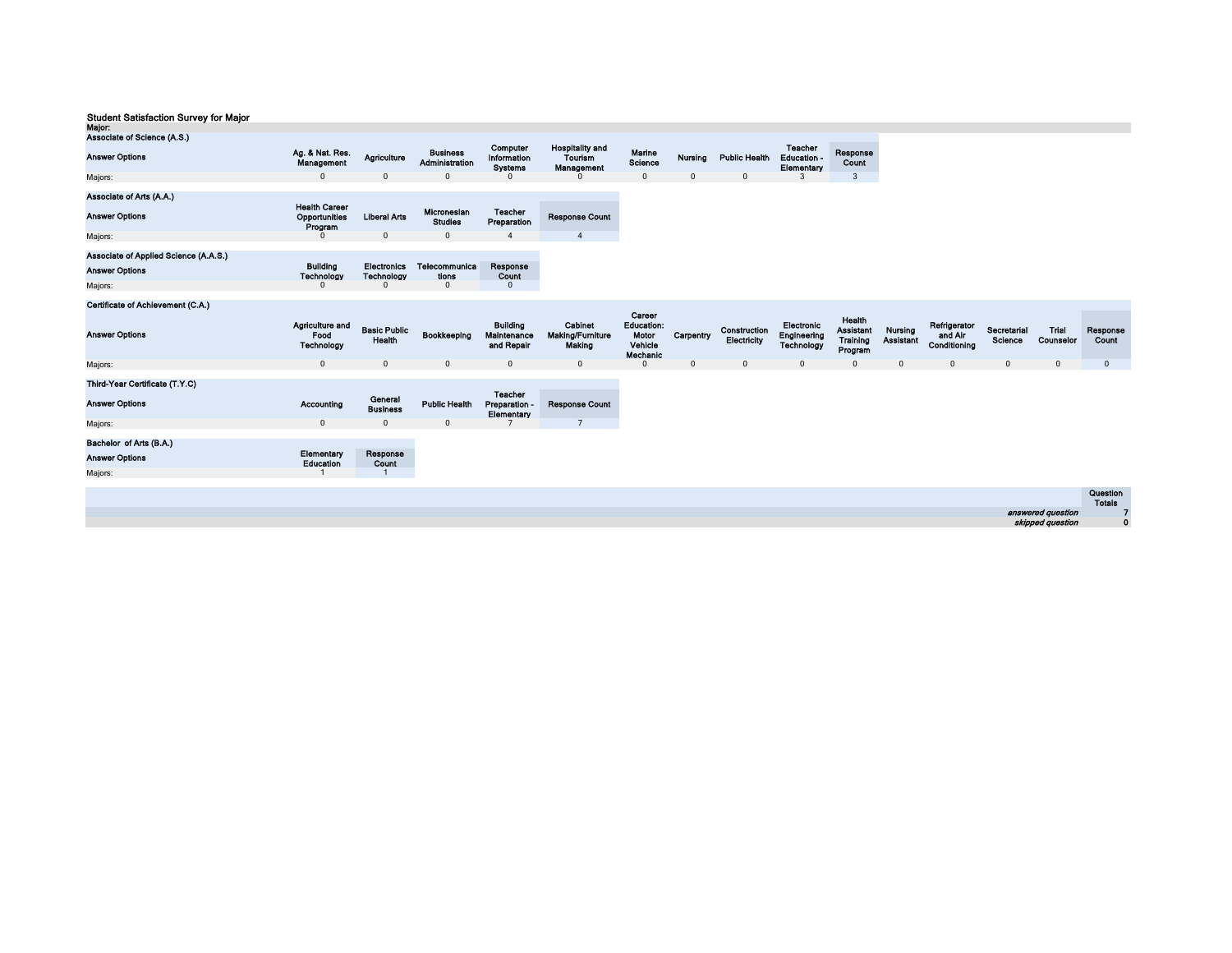## Student Satisfaction Survey for Major

**Major:**

**Associate of Science (A.S.)**

| Answer Options | Ag. & Nat. Res. Management | Agriculture | Business Administration | Computer Information Systems | Hospitality and Tourism Management | Marine Science | Nursing | Public Health | Teacher Education - Elementary | Response Count |
|---|---|---|---|---|---|---|---|---|---|---|
| Majors: | 0 | 0 | 0 | 0 | 0 | 0 | 0 | 0 | 3 | 3 |

**Associate of Arts (A.A.)**

| Answer Options | Health Career Opportunities Program | Liberal Arts | Micronesian Studies | Teacher Preparation | Response Count |
|---|---|---|---|---|---|
| Majors: | 0 | 0 | 0 | 4 | 4 |

**Associate of Applied Science (A.A.S.)**

| Answer Options | Building Technology | Electronics Technology | Telecommunications | Response Count |
|---|---|---|---|---|
| Majors: | 0 | 0 | 0 | 0 |

**Certificate of Achievement (C.A.)**

| Answer Options | Agriculture and Food Technology | Basic Public Health | Bookkeeping | Building Maintenance and Repair | Cabinet Making/Furniture Making | Career Education: Motor Vehicle Mechanic | Carpentry | Construction Electricity | Electronic Engineering Technology | Health Assistant Training Program | Nursing Assistant | Refrigerator and Air Conditioning | Secretarial Science | Trial Counselor | Response Count |
|---|---|---|---|---|---|---|---|---|---|---|---|---|---|---|---|
| Majors: | 0 | 0 | 0 | 0 | 0 | 0 | 0 | 0 | 0 | 0 | 0 | 0 | 0 | 0 | 0 |

**Third-Year Certificate (T.Y.C)**

| Answer Options | Accounting | General Business | Public Health | Teacher Preparation - Elementary | Response Count |
|---|---|---|---|---|---|
| Majors: | 0 | 0 | 0 | 7 | 7 |

**Bachelor of Arts (B.A.)**

| Answer Options | Elementary Education | Response Count |
|---|---|---|
| Majors: | 1 | 1 |

| | Question Totals |
|---|---|
| *answered question* | 7 |
| *skipped question* | 0 |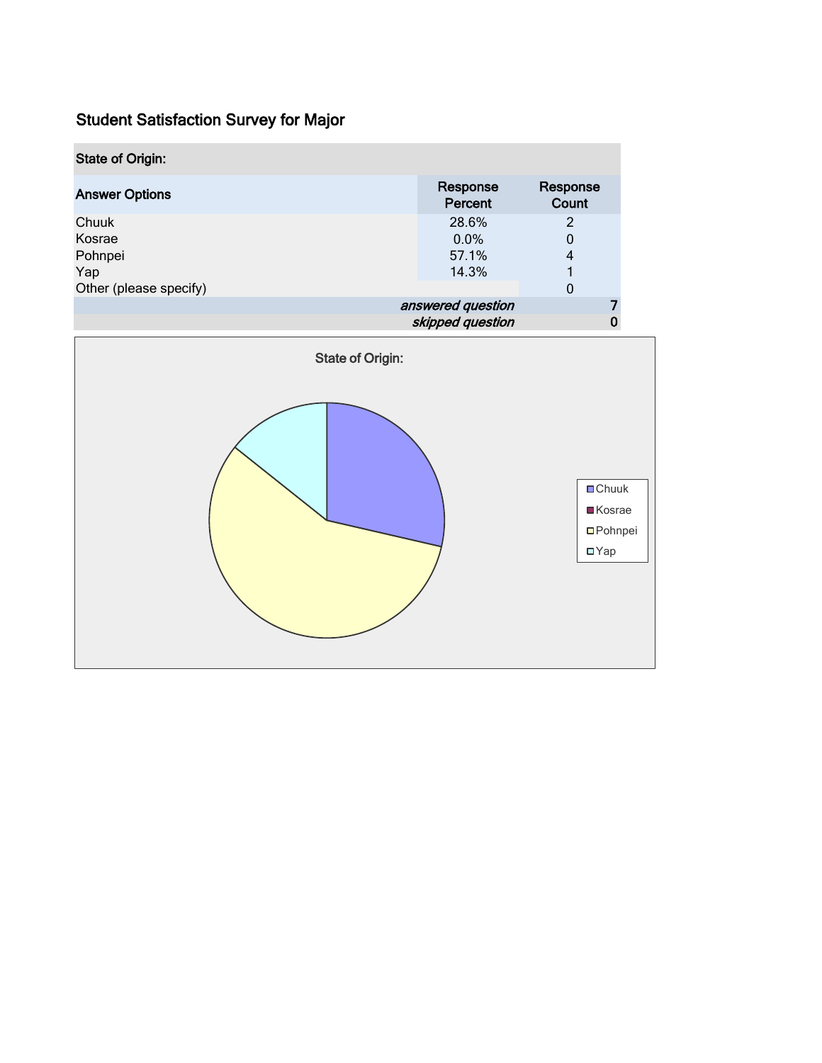## Student Satisfaction Survey for Major

| State of Origin: | | |
|---|---|---|
| **Answer Options** | **Response Percent** | **Response Count** |
| Chuuk | 28.6% | 2 |
| Kosrae | 0.0% | 0 |
| Pohnpei | 57.1% | 4 |
| Yap | 14.3% | 1 |
| Other (please specify) | | 0 |
| | *answered question* | 7 |
| | *skipped question* | 0 |

State of Origin:

- Chuuk
- Kosrae
- Pohnpei
- Yap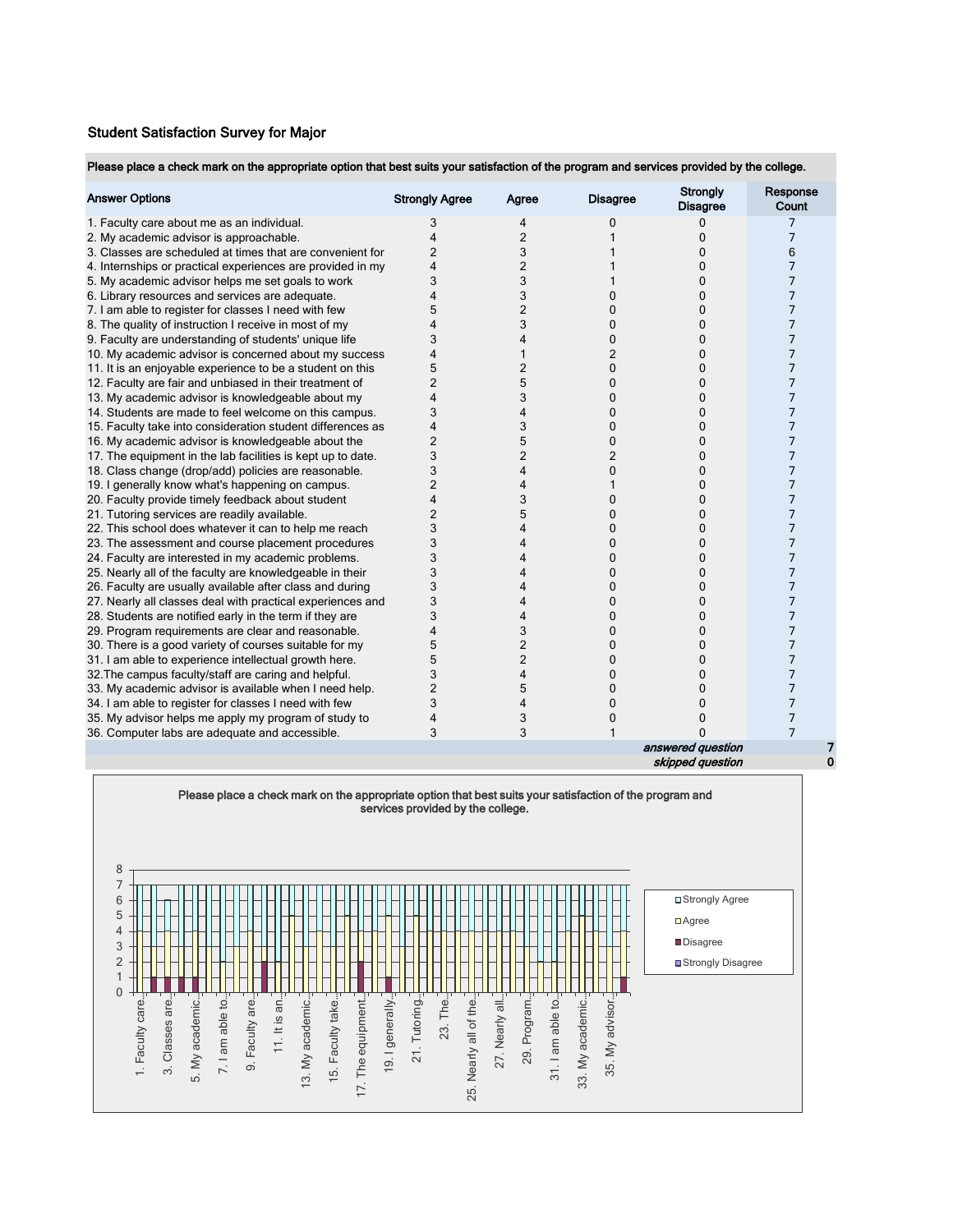## Student Satisfaction Survey for Major

| Please place a check mark on the appropriate option that best suits your satisfaction of the program and services provided by the college. | | | | | |
|---|---|---|---|---|---|
| **Answer Options** | **Strongly Agree** | **Agree** | **Disagree** | **Strongly Disagree** | **Response Count** |
| 1. Faculty care about me as an individual. | 3 | 4 | 0 | 0 | 7 |
| 2. My academic advisor is approachable. | 4 | 2 | 1 | 0 | 7 |
| 3. Classes are scheduled at times that are convenient for | 2 | 3 | 1 | 0 | 6 |
| 4. Internships or practical experiences are provided in my | 4 | 2 | 1 | 0 | 7 |
| 5. My academic advisor helps me set goals to work | 3 | 3 | 1 | 0 | 7 |
| 6. Library resources and services are adequate. | 4 | 3 | 0 | 0 | 7 |
| 7. I am able to register for classes I need with few | 5 | 2 | 0 | 0 | 7 |
| 8. The quality of instruction I receive in most of my | 4 | 3 | 0 | 0 | 7 |
| 9. Faculty are understanding of students' unique life | 3 | 4 | 0 | 0 | 7 |
| 10. My academic advisor is concerned about my success | 4 | 1 | 2 | 0 | 7 |
| 11. It is an enjoyable experience to be a student on this | 5 | 2 | 0 | 0 | 7 |
| 12. Faculty are fair and unbiased in their treatment of | 2 | 5 | 0 | 0 | 7 |
| 13. My academic advisor is knowledgeable about my | 4 | 3 | 0 | 0 | 7 |
| 14. Students are made to feel welcome on this campus. | 3 | 4 | 0 | 0 | 7 |
| 15. Faculty take into consideration student differences as | 4 | 3 | 0 | 0 | 7 |
| 16. My academic advisor is knowledgeable about the | 2 | 5 | 0 | 0 | 7 |
| 17. The equipment in the lab facilities is kept up to date. | 3 | 2 | 2 | 0 | 7 |
| 18. Class change (drop/add) policies are reasonable. | 3 | 4 | 0 | 0 | 7 |
| 19. I generally know what's happening on campus. | 2 | 4 | 1 | 0 | 7 |
| 20. Faculty provide timely feedback about student | 4 | 3 | 0 | 0 | 7 |
| 21. Tutoring services are readily available. | 2 | 5 | 0 | 0 | 7 |
| 22. This school does whatever it can to help me reach | 3 | 4 | 0 | 0 | 7 |
| 23. The assessment and course placement procedures | 3 | 4 | 0 | 0 | 7 |
| 24. Faculty are interested in my academic problems. | 3 | 4 | 0 | 0 | 7 |
| 25. Nearly all of the faculty are knowledgeable in their | 3 | 4 | 0 | 0 | 7 |
| 26. Faculty are usually available after class and during | 3 | 4 | 0 | 0 | 7 |
| 27. Nearly all classes deal with practical experiences and | 3 | 4 | 0 | 0 | 7 |
| 28. Students are notified early in the term if they are | 3 | 4 | 0 | 0 | 7 |
| 29. Program requirements are clear and reasonable. | 4 | 3 | 0 | 0 | 7 |
| 30. There is a good variety of courses suitable for my | 5 | 2 | 0 | 0 | 7 |
| 31. I am able to experience intellectual growth here. | 5 | 2 | 0 | 0 | 7 |
| 32.The campus faculty/staff are caring and helpful. | 3 | 4 | 0 | 0 | 7 |
| 33. My academic advisor is available when I need help. | 2 | 5 | 0 | 0 | 7 |
| 34. I am able to register for classes I need with few | 3 | 4 | 0 | 0 | 7 |
| 35. My advisor helps me apply my program of study to | 4 | 3 | 0 | 0 | 7 |
| 36. Computer labs are adequate and accessible. | 3 | 3 | 1 | 0 | 7 |
| | | | | *answered question* | 7 |
| | | | | *skipped question* | 0 |

Please place a check mark on the appropriate option that best suits your satisfaction of the program and services provided by the college.

8
7
6
5
4
3
2
1
0

1. Faculty care...
3. Classes are...
5. My academic...
7. I am able to...
9. Faculty are...
11. It is an...
13. My academic...
15. Faculty take...
17. The equipment...
19. I generally...
21. Tutoring...
23. The...
25. Nearly all of the...
27. Nearly all...
29. Program...
31. I am able to...
33. My academic...
35. My advisor...

Strongly Agree
Agree
Disagree
Strongly Disagree